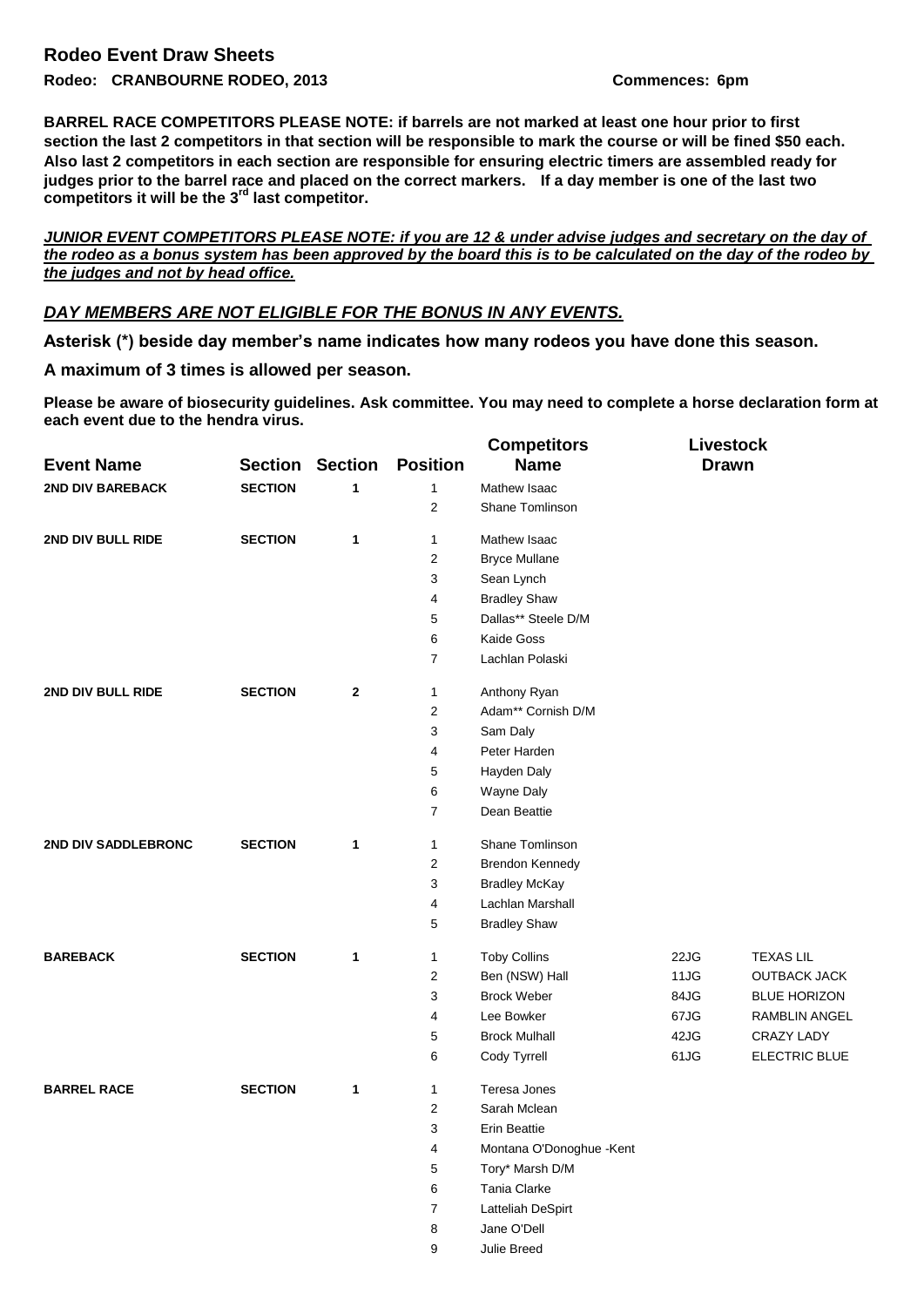## Rodeo Event Draw Sheets

**Rodeo: CRANBOURNE RODEO, 2013** **Commences: 6pm**

**BARREL RACE COMPETITORS PLEASE NOTE: if barrels are not marked at least one hour prior to first section the last 2 competitors in that section will be responsible to mark the course or will be fined $50 each. Also last 2 competitors in each section are responsible for ensuring electric timers are assembled ready for judges prior to the barrel race and placed on the correct markers. If a day member is one of the last two competitors it will be the 3rd last competitor.**

***JUNIOR EVENT COMPETITORS PLEASE NOTE: if you are 12 & under advise judges and secretary on the day of the rodeo as a bonus system has been approved by the board this is to be calculated on the day of the rodeo by the judges and not by head office.***

***DAY MEMBERS ARE NOT ELIGIBLE FOR THE BONUS IN ANY EVENTS.***

**Asterisk (*) beside day member's name indicates how many rodeos you have done this season.**

**A maximum of 3 times is allowed per season.**

**Please be aware of biosecurity guidelines. Ask committee. You may need to complete a horse declaration form at each event due to the hendra virus.**

| Event Name | Section | Section | Position | Competitors Name | Livestock Drawn | |
|---|---|---|---|---|---|---|
| 2ND DIV BAREBACK | SECTION | 1 | 1 | Mathew Isaac | | |
| | | | 2 | Shane Tomlinson | | |
| 2ND DIV BULL RIDE | SECTION | 1 | 1 | Mathew Isaac | | |
| | | | 2 | Bryce Mullane | | |
| | | | 3 | Sean Lynch | | |
| | | | 4 | Bradley Shaw | | |
| | | | 5 | Dallas** Steele D/M | | |
| | | | 6 | Kaide Goss | | |
| | | | 7 | Lachlan Polaski | | |
| 2ND DIV BULL RIDE | SECTION | 2 | 1 | Anthony Ryan | | |
| | | | 2 | Adam** Cornish D/M | | |
| | | | 3 | Sam Daly | | |
| | | | 4 | Peter Harden | | |
| | | | 5 | Hayden Daly | | |
| | | | 6 | Wayne Daly | | |
| | | | 7 | Dean Beattie | | |
| 2ND DIV SADDLEBRONC | SECTION | 1 | 1 | Shane Tomlinson | | |
| | | | 2 | Brendon Kennedy | | |
| | | | 3 | Bradley McKay | | |
| | | | 4 | Lachlan Marshall | | |
| | | | 5 | Bradley Shaw | | |
| BAREBACK | SECTION | 1 | 1 | Toby Collins | 22JG | TEXAS LIL |
| | | | 2 | Ben (NSW) Hall | 11JG | OUTBACK JACK |
| | | | 3 | Brock Weber | 84JG | BLUE HORIZON |
| | | | 4 | Lee Bowker | 67JG | RAMBLIN ANGEL |
| | | | 5 | Brock Mulhall | 42JG | CRAZY LADY |
| | | | 6 | Cody Tyrrell | 61JG | ELECTRIC BLUE |
| BARREL RACE | SECTION | 1 | 1 | Teresa Jones | | |
| | | | 2 | Sarah Mclean | | |
| | | | 3 | Erin Beattie | | |
| | | | 4 | Montana O'Donoghue -Kent | | |
| | | | 5 | Tory* Marsh D/M | | |
| | | | 6 | Tania Clarke | | |
| | | | 7 | Latteliah DeSpirt | | |
| | | | 8 | Jane O'Dell | | |
| | | | 9 | Julie Breed | | |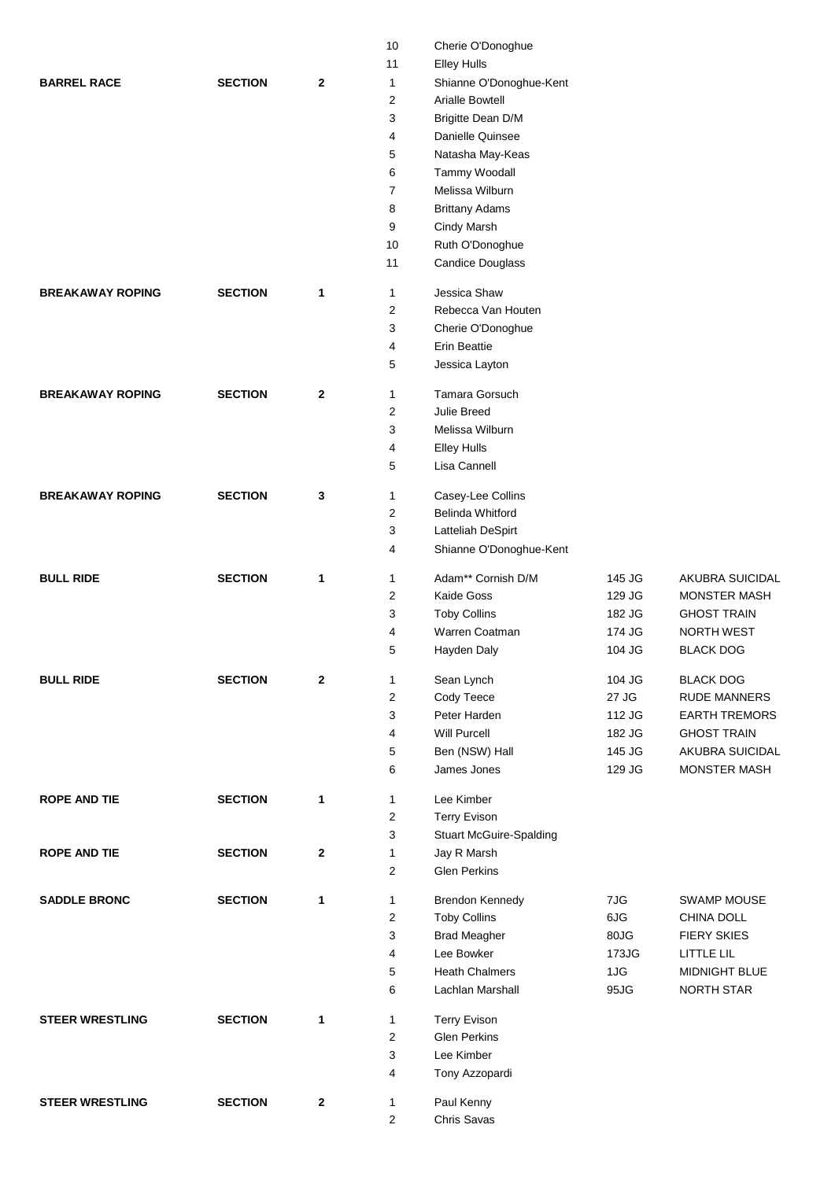| | | | | | |
|---|---|---|---|---|---|
| | | | 10 | Cherie O'Donoghue | | |
| | | | 11 | Elley Hulls | | |
| **BARREL RACE** | **SECTION** | **2** | 1 | Shianne O'Donoghue-Kent | | |
| | | | 2 | Arialle Bowtell | | |
| | | | 3 | Brigitte Dean D/M | | |
| | | | 4 | Danielle Quinsee | | |
| | | | 5 | Natasha May-Keas | | |
| | | | 6 | Tammy Woodall | | |
| | | | 7 | Melissa Wilburn | | |
| | | | 8 | Brittany Adams | | |
| | | | 9 | Cindy Marsh | | |
| | | | 10 | Ruth O'Donoghue | | |
| | | | 11 | Candice Douglass | | |
| **BREAKAWAY ROPING** | **SECTION** | **1** | 1 | Jessica Shaw | | |
| | | | 2 | Rebecca Van Houten | | |
| | | | 3 | Cherie O'Donoghue | | |
| | | | 4 | Erin Beattie | | |
| | | | 5 | Jessica Layton | | |
| **BREAKAWAY ROPING** | **SECTION** | **2** | 1 | Tamara Gorsuch | | |
| | | | 2 | Julie Breed | | |
| | | | 3 | Melissa Wilburn | | |
| | | | 4 | Elley Hulls | | |
| | | | 5 | Lisa Cannell | | |
| **BREAKAWAY ROPING** | **SECTION** | **3** | 1 | Casey-Lee Collins | | |
| | | | 2 | Belinda Whitford | | |
| | | | 3 | Latteliah DeSpirt | | |
| | | | 4 | Shianne O'Donoghue-Kent | | |
| **BULL RIDE** | **SECTION** | **1** | 1 | Adam** Cornish D/M | 145 JG | AKUBRA SUICIDAL |
| | | | 2 | Kaide Goss | 129 JG | MONSTER MASH |
| | | | 3 | Toby Collins | 182 JG | GHOST TRAIN |
| | | | 4 | Warren Coatman | 174 JG | NORTH WEST |
| | | | 5 | Hayden Daly | 104 JG | BLACK DOG |
| **BULL RIDE** | **SECTION** | **2** | 1 | Sean Lynch | 104 JG | BLACK DOG |
| | | | 2 | Cody Teece | 27 JG | RUDE MANNERS |
| | | | 3 | Peter Harden | 112 JG | EARTH TREMORS |
| | | | 4 | Will Purcell | 182 JG | GHOST TRAIN |
| | | | 5 | Ben (NSW) Hall | 145 JG | AKUBRA SUICIDAL |
| | | | 6 | James Jones | 129 JG | MONSTER MASH |
| **ROPE AND TIE** | **SECTION** | **1** | 1 | Lee Kimber | | |
| | | | 2 | Terry Evison | | |
| | | | 3 | Stuart McGuire-Spalding | | |
| **ROPE AND TIE** | **SECTION** | **2** | 1 | Jay R Marsh | | |
| | | | 2 | Glen Perkins | | |
| **SADDLE BRONC** | **SECTION** | **1** | 1 | Brendon Kennedy | 7JG | SWAMP MOUSE |
| | | | 2 | Toby Collins | 6JG | CHINA DOLL |
| | | | 3 | Brad Meagher | 80JG | FIERY SKIES |
| | | | 4 | Lee Bowker | 173JG | LITTLE LIL |
| | | | 5 | Heath Chalmers | 1JG | MIDNIGHT BLUE |
| | | | 6 | Lachlan Marshall | 95JG | NORTH STAR |
| **STEER WRESTLING** | **SECTION** | **1** | 1 | Terry Evison | | |
| | | | 2 | Glen Perkins | | |
| | | | 3 | Lee Kimber | | |
| | | | 4 | Tony Azzopardi | | |
| **STEER WRESTLING** | **SECTION** | **2** | 1 | Paul Kenny | | |
| | | | 2 | Chris Savas | | |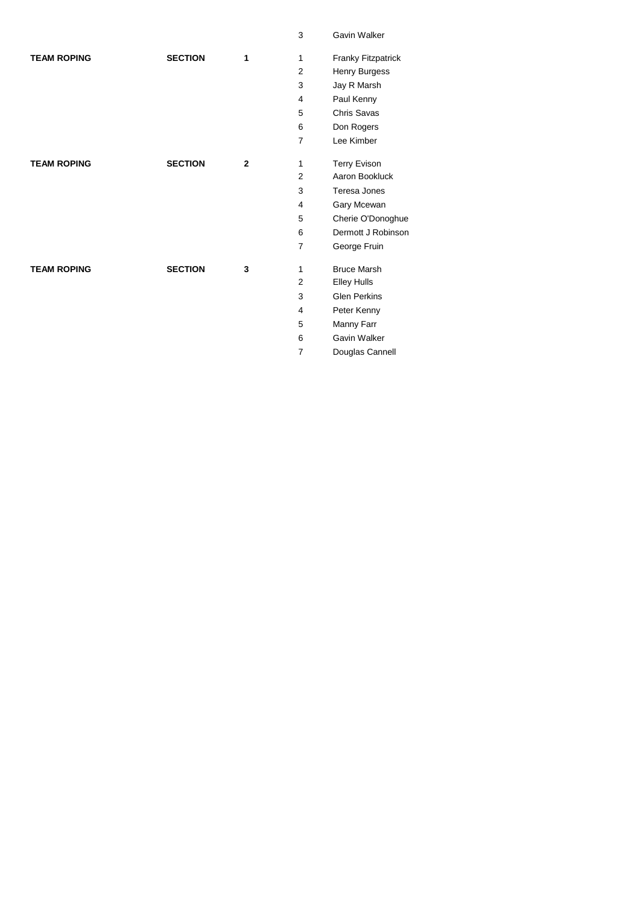| | | | | |
|---|---|---|---|---|
| | | | 3 | Gavin Walker |
| **TEAM ROPING** | **SECTION** | **1** | 1 | Franky Fitzpatrick |
| | | | 2 | Henry Burgess |
| | | | 3 | Jay R Marsh |
| | | | 4 | Paul Kenny |
| | | | 5 | Chris Savas |
| | | | 6 | Don Rogers |
| | | | 7 | Lee Kimber |
| **TEAM ROPING** | **SECTION** | **2** | 1 | Terry Evison |
| | | | 2 | Aaron Bookluck |
| | | | 3 | Teresa Jones |
| | | | 4 | Gary Mcewan |
| | | | 5 | Cherie O'Donoghue |
| | | | 6 | Dermott J Robinson |
| | | | 7 | George Fruin |
| **TEAM ROPING** | **SECTION** | **3** | 1 | Bruce Marsh |
| | | | 2 | Elley Hulls |
| | | | 3 | Glen Perkins |
| | | | 4 | Peter Kenny |
| | | | 5 | Manny Farr |
| | | | 6 | Gavin Walker |
| | | | 7 | Douglas Cannell |